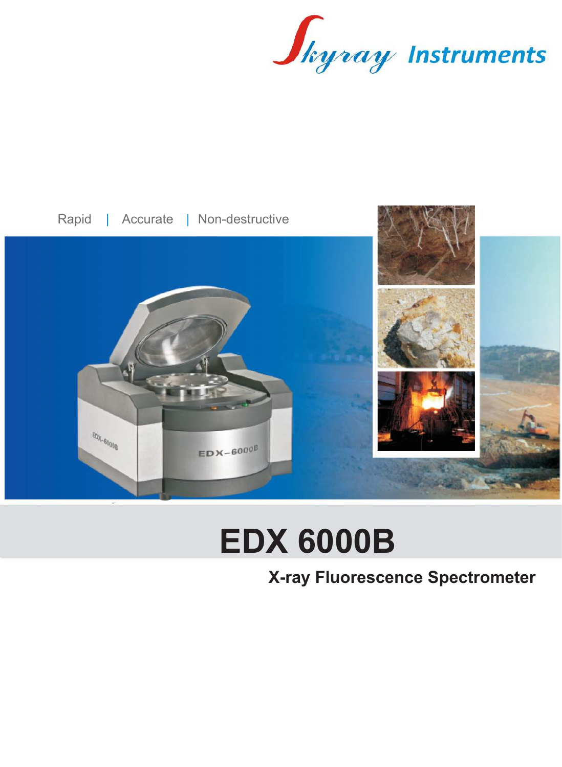Skyray Instruments

Rapid | Accurate | Non-destructive

# EDX 6000B

## X-ray Fluorescence Spectrometer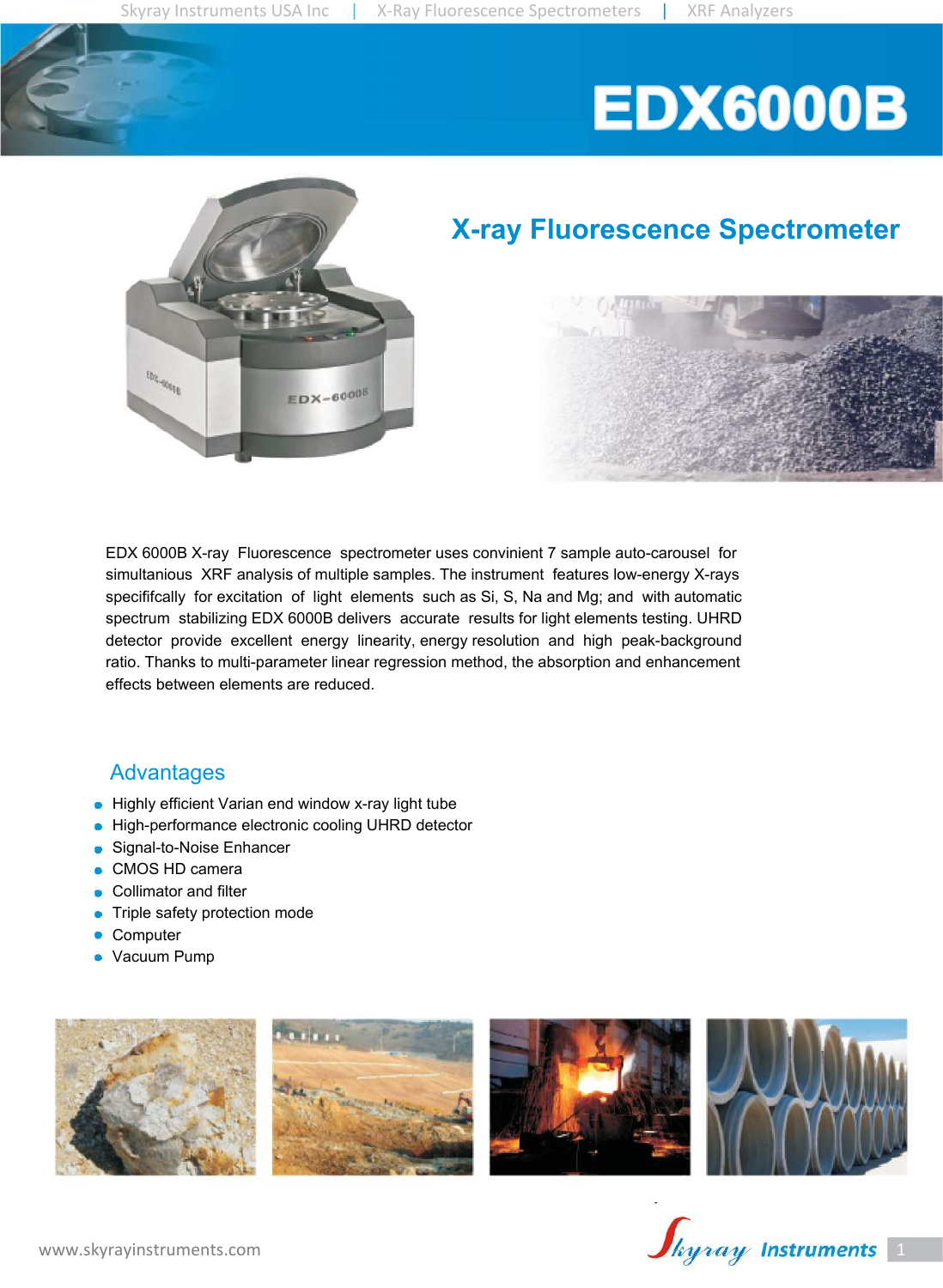# EDX6000B

## X-ray Fluorescence Spectrometer

EDX 6000B X-ray Fluorescence spectrometer uses convinient 7 sample auto-carousel for simultanious XRF analysis of multiple samples. The instrument features low-energy X-rays speciffcally for excitation of light elements such as Si, S, Na and Mg; and with automatic spectrum stabilizing EDX 6000B delivers accurate results for light elements testing. UHRD detector provide excellent energy linearity, energy resolution and high peak-background ratio. Thanks to multi-parameter linear regression method, the absorption and enhancement effects between elements are reduced.

## Advantages

- Highly efficient Varian end window x-ray light tube
- High-performance electronic cooling UHRD detector
- Signal-to-Noise Enhancer
- CMOS HD camera
- Collimator and filter
- Triple safety protection mode
- Computer
- Vacuum Pump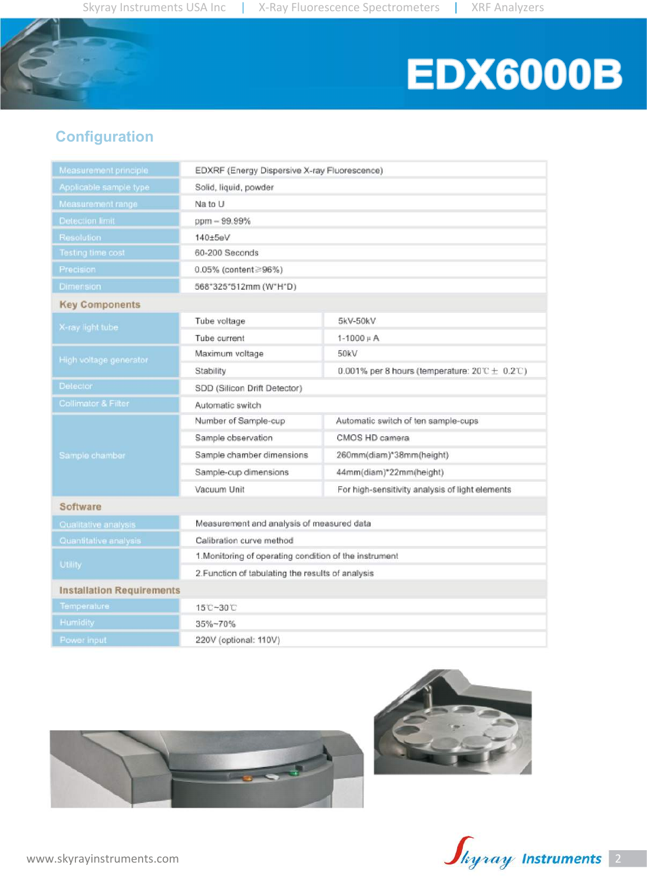# EDX6000B

## Configuration

| | | |
|---|---|---|
| Measurement principle | EDXRF (Energy Dispersive X-ray Fluorescence) | |
| Applicable sample type | Solid, liquid, powder | |
| Measurement range | Na to U | |
| Detection limit | ppm – 99.99% | |
| Resolution | 140±5eV | |
| Testing time cost | 60-200 Seconds | |
| Precision | 0.05% (content≥96%) | |
| Dimension | 568*325*512mm (W*H*D) | |
| **Key Components** | | |
| X-ray light tube | Tube voltage | 5kV-50kV |
| | Tube current | 1-1000 μA |
| High voltage generator | Maximum voltage | 50kV |
| | Stability | 0.001% per 8 hours (temperature: 20℃ ± 0.2℃) |
| Detector | SDD (Silicon Drift Detector) | |
| Collimator & Filter | Automatic switch | |
| Sample chamber | Number of Sample-cup | Automatic switch of ten sample-cups |
| | Sample observation | CMOS HD camera |
| | Sample chamber dimensions | 260mm(diam)*38mm(height) |
| | Sample-cup dimensions | 44mm(diam)*22mm(height) |
| | Vacuum Unit | For high-sensitivity analysis of light elements |
| **Software** | | |
| Qualitative analysis | Measurement and analysis of measured data | |
| Quantitative analysis | Calibration curve method | |
| Utility | 1.Monitoring of operating condition of the instrument | |
| | 2.Function of tabulating the results of analysis | |
| **Installation Requirements** | | |
| Temperature | 15℃~30℃ | |
| Humidity | 35%~70% | |
| Power input | 220V (optional: 110V) | |

www.skyrayinstruments.com

Skyray Instruments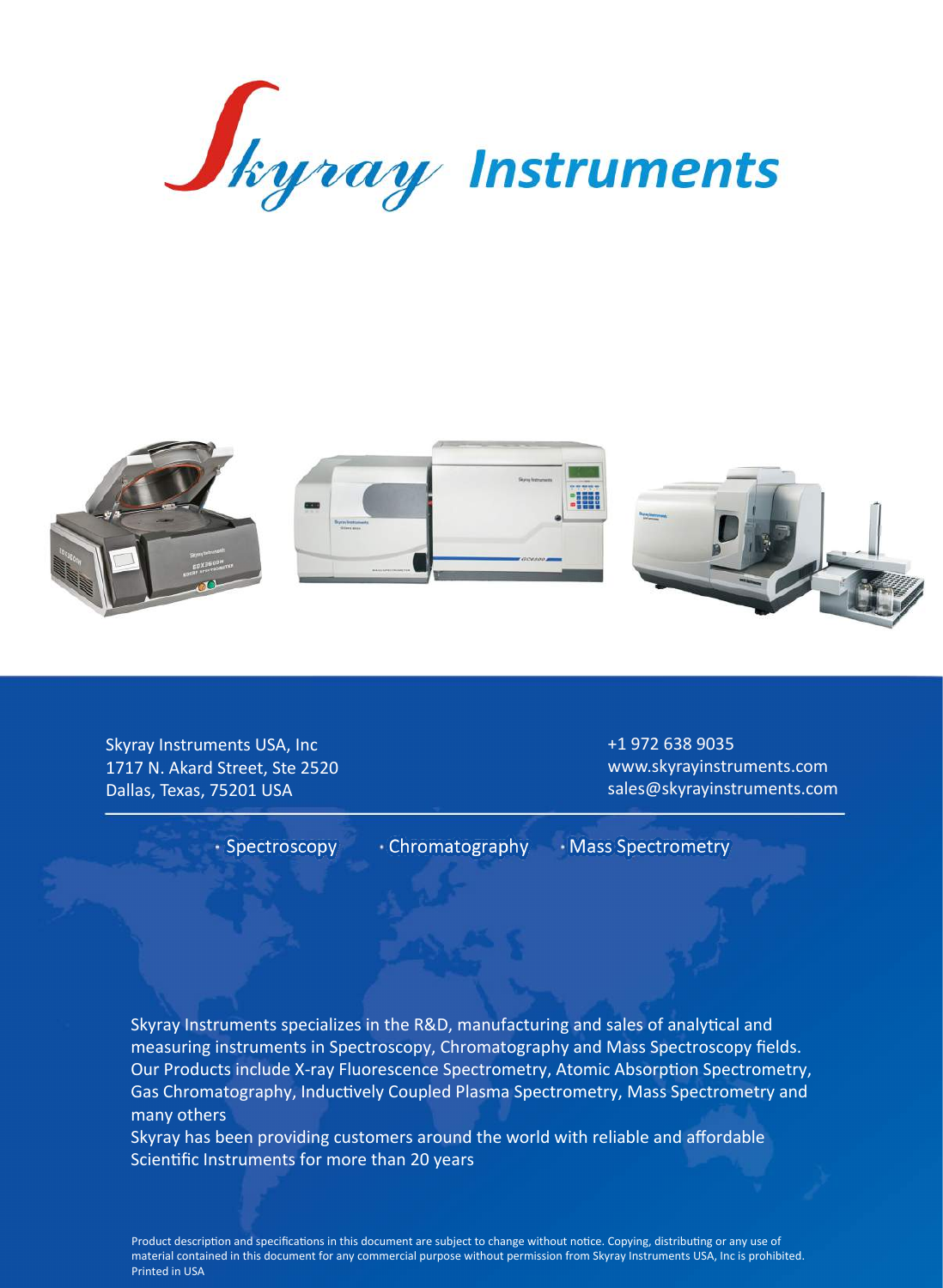# Skyray Instruments

Skyray Instruments USA, Inc
1717 N. Akard Street, Ste 2520
Dallas, Texas, 75201 USA

+1 972 638 9035
www.skyrayinstruments.com
sales@skyrayinstruments.com

- Spectroscopy
- Chromatography
- Mass Spectrometry

Skyray Instruments specializes in the R&D, manufacturing and sales of analytical and measuring instruments in Spectroscopy, Chromatography and Mass Spectroscopy fields. Our Products include X-ray Fluorescence Spectrometry, Atomic Absorption Spectrometry, Gas Chromatography, Inductively Coupled Plasma Spectrometry, Mass Spectrometry and many others

Skyray has been providing customers around the world with reliable and affordable Scientific Instruments for more than 20 years

Product description and specifications in this document are subject to change without notice. Copying, distributing or any use of material contained in this document for any commercial purpose without permission from Skyray Instruments USA, Inc is prohibited.
Printed in USA